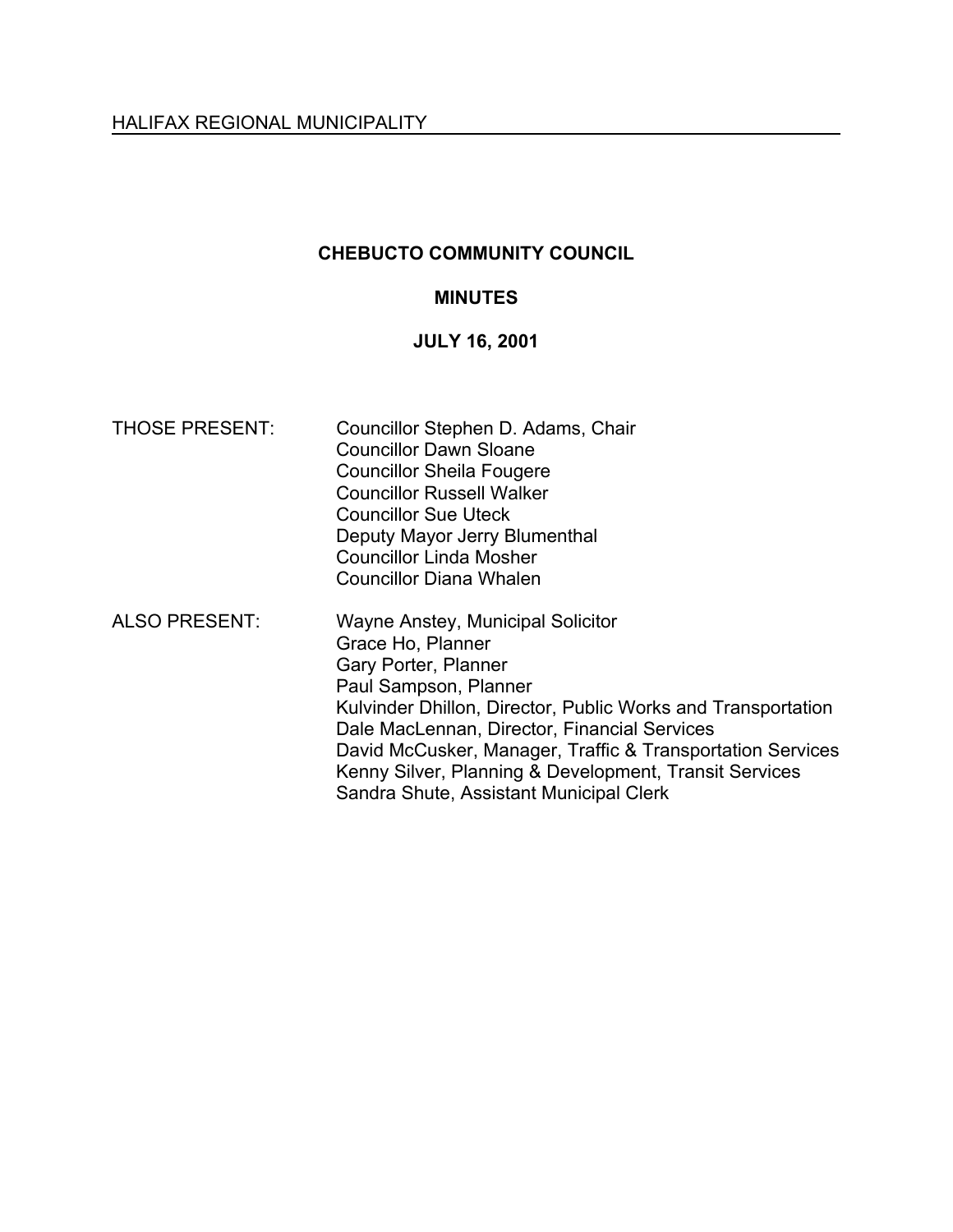HALIFAX REGIONAL MUNICIPALITY

# CHEBUCTO COMMUNITY COUNCIL

## MINUTES

## JULY 16, 2001

| | |
|---|---|
| THOSE PRESENT: | Councillor Stephen D. Adams, Chair |
| | Councillor Dawn Sloane |
| | Councillor Sheila Fougere |
| | Councillor Russell Walker |
| | Councillor Sue Uteck |
| | Deputy Mayor Jerry Blumenthal |
| | Councillor Linda Mosher |
| | Councillor Diana Whalen |
| ALSO PRESENT: | Wayne Anstey, Municipal Solicitor |
| | Grace Ho, Planner |
| | Gary Porter, Planner |
| | Paul Sampson, Planner |
| | Kulvinder Dhillon, Director, Public Works and Transportation |
| | Dale MacLennan, Director, Financial Services |
| | David McCusker, Manager, Traffic & Transportation Services |
| | Kenny Silver, Planning & Development, Transit Services |
| | Sandra Shute, Assistant Municipal Clerk |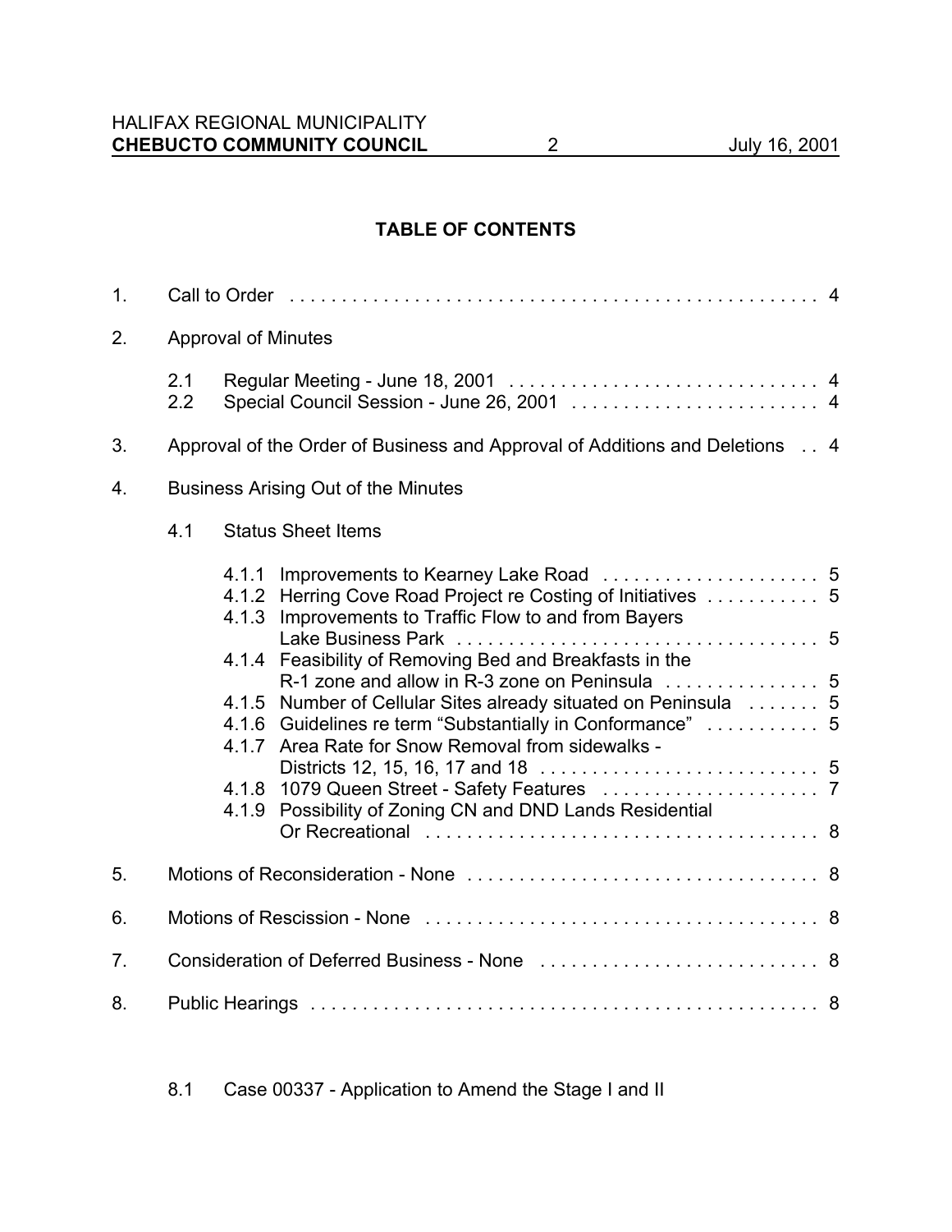## TABLE OF CONTENTS

1. Call to Order . . . . . . . . . . . . . . . . . . . . . . . . . . . . . . . . . . . . . . . . . . . . . . . . . . . . 4

2. Approval of Minutes

   2.1 Regular Meeting - June 18, 2001 . . . . . . . . . . . . . . . . . . . . . . . . . . . . . . 4
   2.2 Special Council Session - June 26, 2001 . . . . . . . . . . . . . . . . . . . . . . . . 4

3. Approval of the Order of Business and Approval of Additions and Deletions . . 4

4. Business Arising Out of the Minutes

   4.1 Status Sheet Items

      4.1.1 Improvements to Kearney Lake Road . . . . . . . . . . . . . . . . . . . . . 5
      4.1.2 Herring Cove Road Project re Costing of Initiatives . . . . . . . . . . . 5
      4.1.3 Improvements to Traffic Flow to and from Bayers Lake Business Park . . . . . . . . . . . . . . . . . . . . . . . . . . . . . . . . . . . 5
      4.1.4 Feasibility of Removing Bed and Breakfasts in the R-1 zone and allow in R-3 zone on Peninsula . . . . . . . . . . . . . . . 5
      4.1.5 Number of Cellular Sites already situated on Peninsula . . . . . . . 5
      4.1.6 Guidelines re term "Substantially in Conformance" . . . . . . . . . . . 5
      4.1.7 Area Rate for Snow Removal from sidewalks - Districts 12, 15, 16, 17 and 18 . . . . . . . . . . . . . . . . . . . . . . . . . . . 5
      4.1.8 1079 Queen Street - Safety Features . . . . . . . . . . . . . . . . . . . . . 7
      4.1.9 Possibility of Zoning CN and DND Lands Residential Or Recreational . . . . . . . . . . . . . . . . . . . . . . . . . . . . . . . . . . . . . 8

5. Motions of Reconsideration - None . . . . . . . . . . . . . . . . . . . . . . . . . . . . . . . . . . 8

6. Motions of Rescission - None . . . . . . . . . . . . . . . . . . . . . . . . . . . . . . . . . . . . . . 8

7. Consideration of Deferred Business - None . . . . . . . . . . . . . . . . . . . . . . . . . . . 8

8. Public Hearings . . . . . . . . . . . . . . . . . . . . . . . . . . . . . . . . . . . . . . . . . . . . . . . . . . 8

   8.1 Case 00337 - Application to Amend the Stage I and II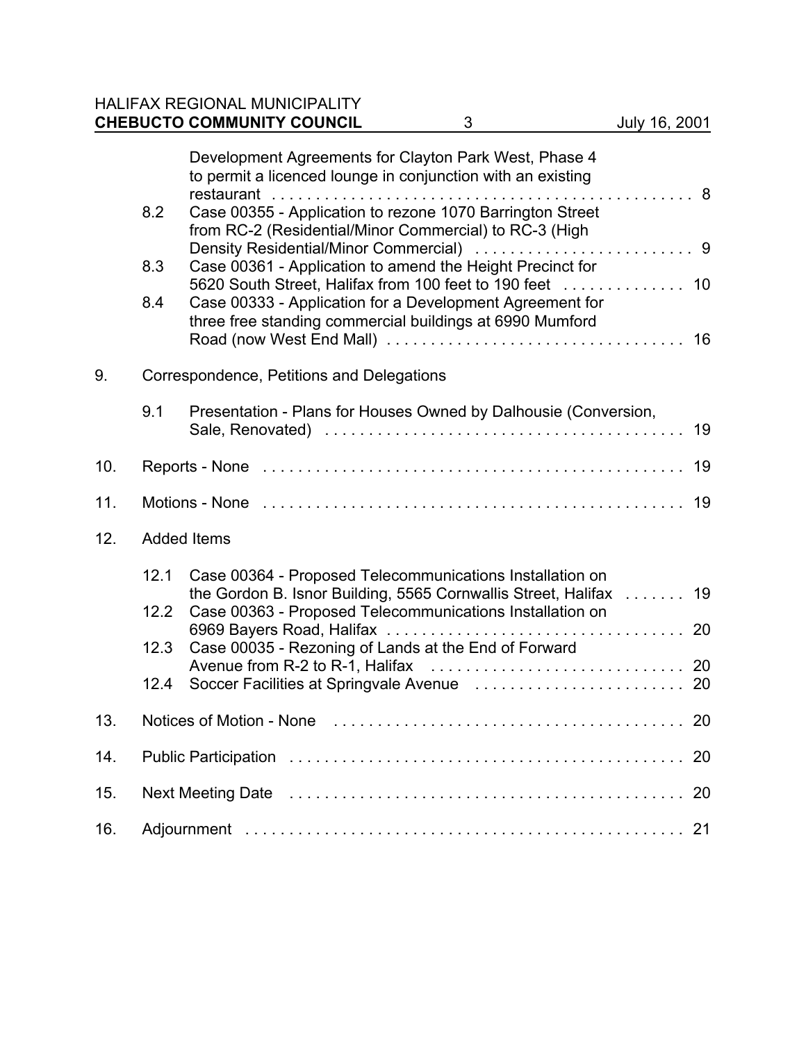Development Agreements for Clayton Park West, Phase 4 to permit a licenced lounge in conjunction with an existing restaurant . . . . . . . . . . . . . . . . . . . . . . . . . . . . . . . . . . . . . . . . . . . . . . . . . 8

8.2 Case 00355 - Application to rezone 1070 Barrington Street from RC-2 (Residential/Minor Commercial) to RC-3 (High Density Residential/Minor Commercial) . . . . . . . . . . . . . . . . . . . . . . . . . 9

8.3 Case 00361 - Application to amend the Height Precinct for 5620 South Street, Halifax from 100 feet to 190 feet . . . . . . . . . . . . . . 10

8.4 Case 00333 - Application for a Development Agreement for three free standing commercial buildings at 6990 Mumford Road (now West End Mall) . . . . . . . . . . . . . . . . . . . . . . . . . . . . . . . . . . 16

9. Correspondence, Petitions and Delegations

9.1 Presentation - Plans for Houses Owned by Dalhousie (Conversion, Sale, Renovated) . . . . . . . . . . . . . . . . . . . . . . . . . . . . . . . . . . . . . . . . 19

10. Reports - None . . . . . . . . . . . . . . . . . . . . . . . . . . . . . . . . . . . . . . . . . . . . . . . . . 19

11. Motions - None . . . . . . . . . . . . . . . . . . . . . . . . . . . . . . . . . . . . . . . . . . . . . . . . . 19

12. Added Items

12.1 Case 00364 - Proposed Telecommunications Installation on the Gordon B. Isnor Building, 5565 Cornwallis Street, Halifax . . . . . . . 19

12.2 Case 00363 - Proposed Telecommunications Installation on 6969 Bayers Road, Halifax . . . . . . . . . . . . . . . . . . . . . . . . . . . . . . . . . . 20

12.3 Case 00035 - Rezoning of Lands at the End of Forward Avenue from R-2 to R-1, Halifax . . . . . . . . . . . . . . . . . . . . . . . . . . . . . 20

12.4 Soccer Facilities at Springvale Avenue . . . . . . . . . . . . . . . . . . . . . . . . 20

13. Notices of Motion - None . . . . . . . . . . . . . . . . . . . . . . . . . . . . . . . . . . . . . . . . 20

14. Public Participation . . . . . . . . . . . . . . . . . . . . . . . . . . . . . . . . . . . . . . . . . . . . . 20

15. Next Meeting Date . . . . . . . . . . . . . . . . . . . . . . . . . . . . . . . . . . . . . . . . . . . . . 20

16. Adjournment . . . . . . . . . . . . . . . . . . . . . . . . . . . . . . . . . . . . . . . . . . . . . . . . . . 21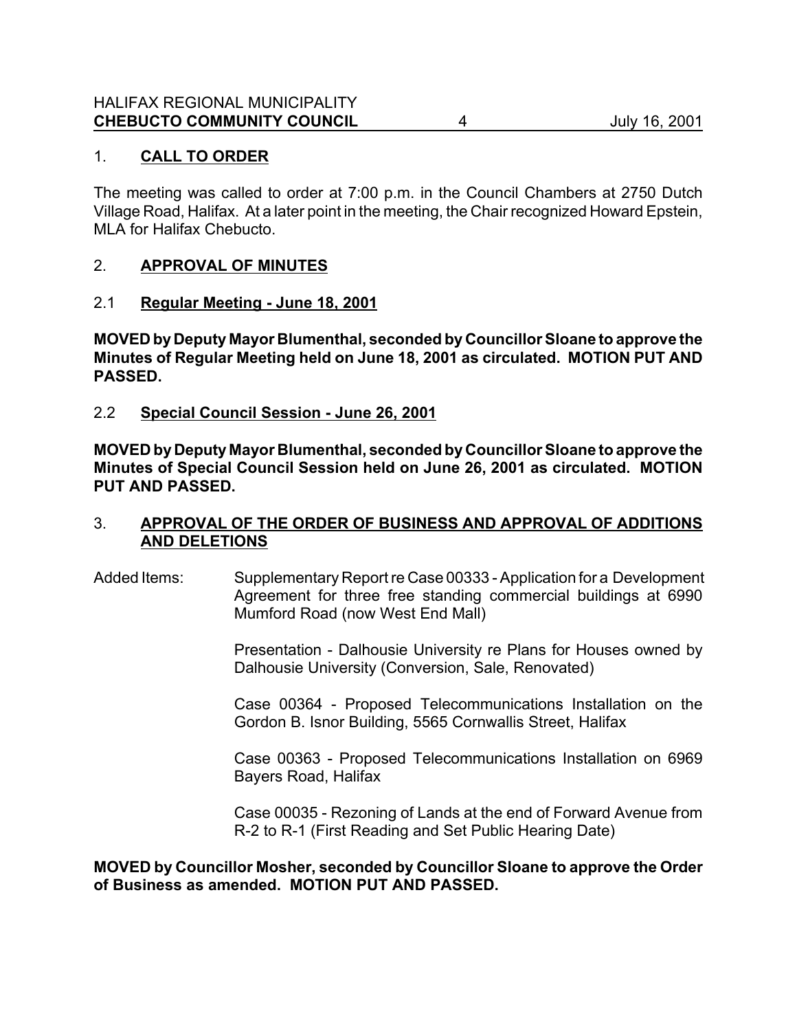## 1. CALL TO ORDER

The meeting was called to order at 7:00 p.m. in the Council Chambers at 2750 Dutch Village Road, Halifax. At a later point in the meeting, the Chair recognized Howard Epstein, MLA for Halifax Chebucto.

## 2. APPROVAL OF MINUTES

### 2.1 Regular Meeting - June 18, 2001

**MOVED by Deputy Mayor Blumenthal, seconded by Councillor Sloane to approve the Minutes of Regular Meeting held on June 18, 2001 as circulated. MOTION PUT AND PASSED.**

### 2.2 Special Council Session - June 26, 2001

**MOVED by Deputy Mayor Blumenthal, seconded by Councillor Sloane to approve the Minutes of Special Council Session held on June 26, 2001 as circulated. MOTION PUT AND PASSED.**

## 3. APPROVAL OF THE ORDER OF BUSINESS AND APPROVAL OF ADDITIONS AND DELETIONS

Added Items:

- Supplementary Report re Case 00333 - Application for a Development Agreement for three free standing commercial buildings at 6990 Mumford Road (now West End Mall)
- Presentation - Dalhousie University re Plans for Houses owned by Dalhousie University (Conversion, Sale, Renovated)
- Case 00364 - Proposed Telecommunications Installation on the Gordon B. Isnor Building, 5565 Cornwallis Street, Halifax
- Case 00363 - Proposed Telecommunications Installation on 6969 Bayers Road, Halifax
- Case 00035 - Rezoning of Lands at the end of Forward Avenue from R-2 to R-1 (First Reading and Set Public Hearing Date)

**MOVED by Councillor Mosher, seconded by Councillor Sloane to approve the Order of Business as amended. MOTION PUT AND PASSED.**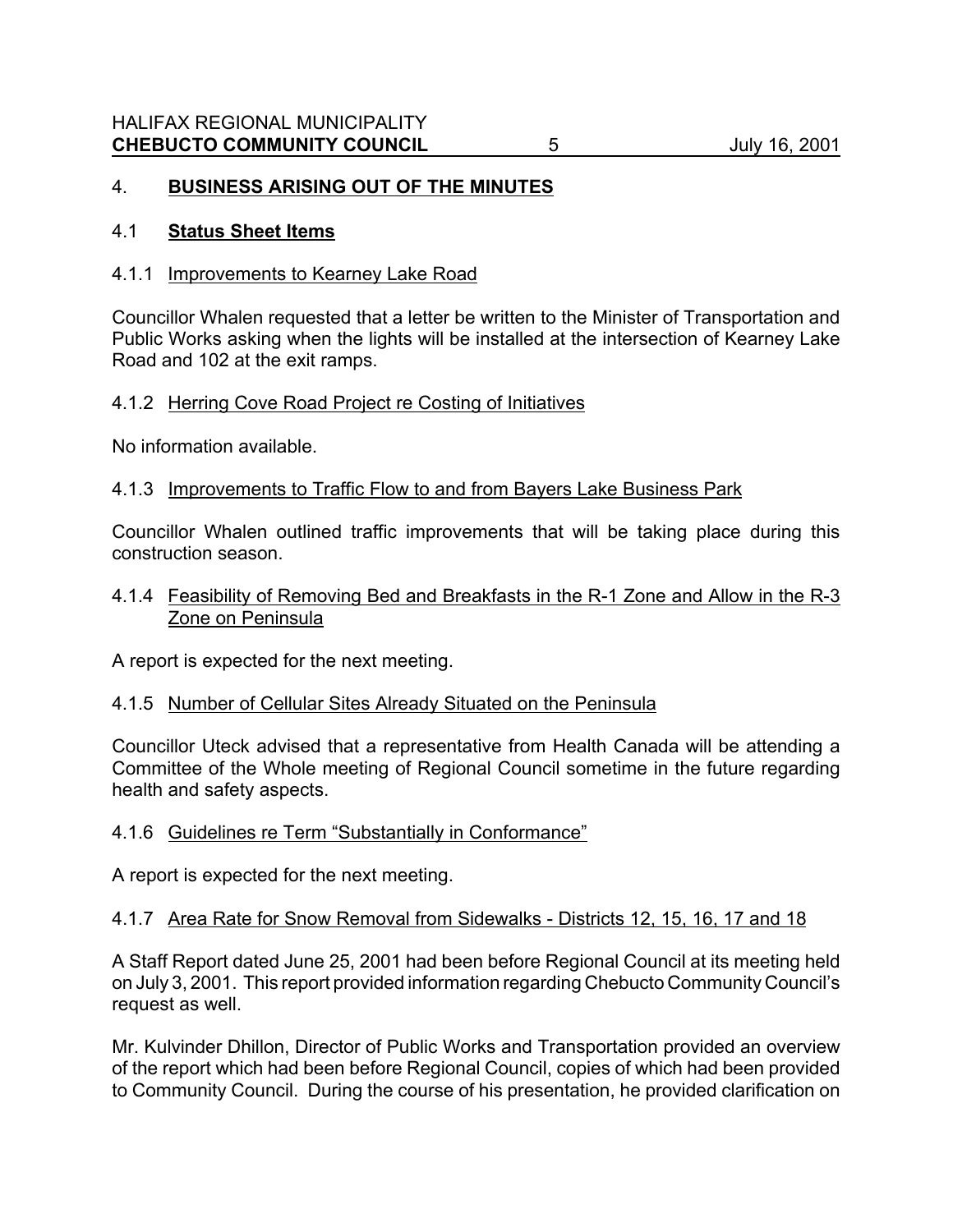## 4. **BUSINESS ARISING OUT OF THE MINUTES**

### 4.1 **Status Sheet Items**

#### 4.1.1 Improvements to Kearney Lake Road

Councillor Whalen requested that a letter be written to the Minister of Transportation and Public Works asking when the lights will be installed at the intersection of Kearney Lake Road and 102 at the exit ramps.

#### 4.1.2 Herring Cove Road Project re Costing of Initiatives

No information available.

#### 4.1.3 Improvements to Traffic Flow to and from Bayers Lake Business Park

Councillor Whalen outlined traffic improvements that will be taking place during this construction season.

#### 4.1.4 Feasibility of Removing Bed and Breakfasts in the R-1 Zone and Allow in the R-3 Zone on Peninsula

A report is expected for the next meeting.

#### 4.1.5 Number of Cellular Sites Already Situated on the Peninsula

Councillor Uteck advised that a representative from Health Canada will be attending a Committee of the Whole meeting of Regional Council sometime in the future regarding health and safety aspects.

#### 4.1.6 Guidelines re Term "Substantially in Conformance"

A report is expected for the next meeting.

#### 4.1.7 Area Rate for Snow Removal from Sidewalks - Districts 12, 15, 16, 17 and 18

A Staff Report dated June 25, 2001 had been before Regional Council at its meeting held on July 3, 2001. This report provided information regarding Chebucto Community Council's request as well.

Mr. Kulvinder Dhillon, Director of Public Works and Transportation provided an overview of the report which had been before Regional Council, copies of which had been provided to Community Council. During the course of his presentation, he provided clarification on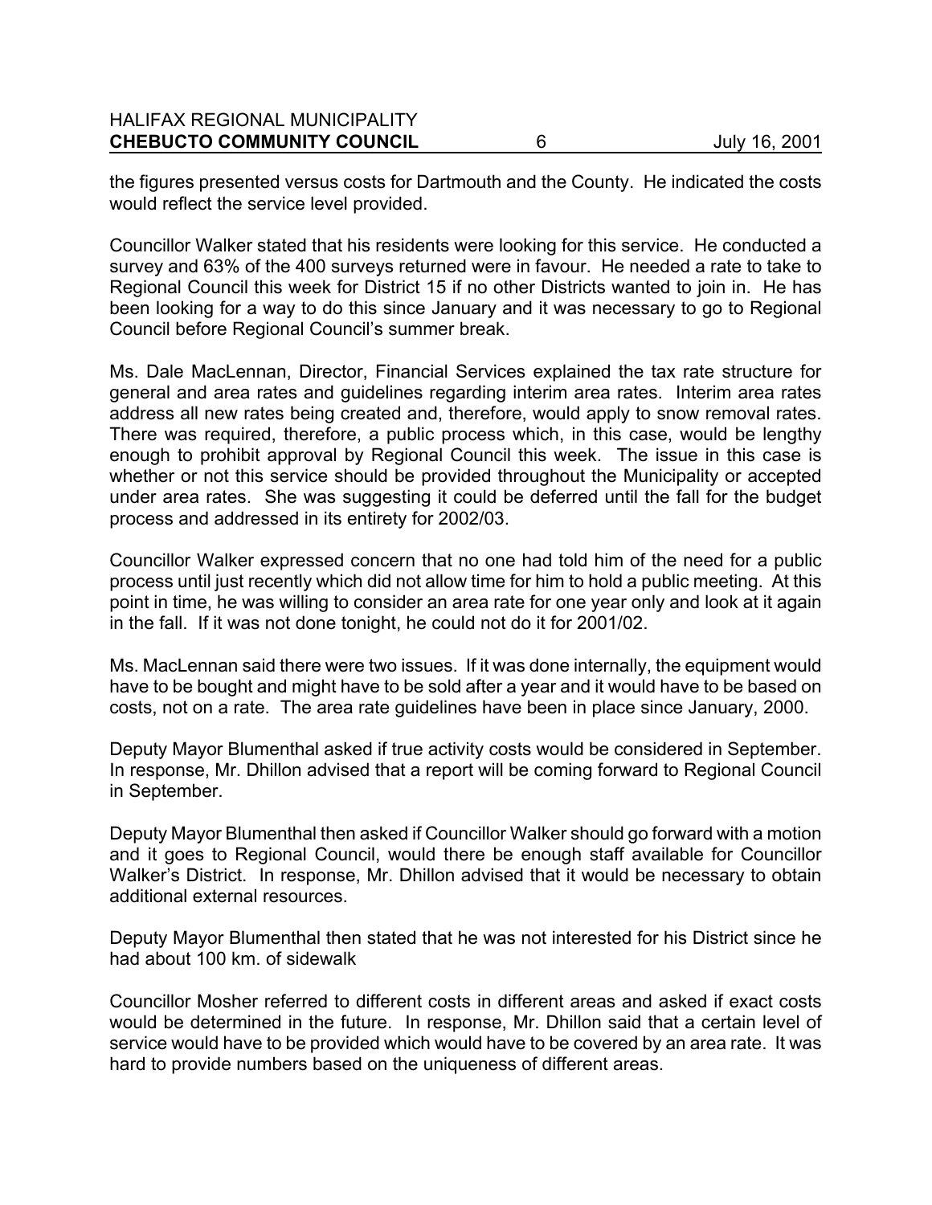the figures presented versus costs for Dartmouth and the County. He indicated the costs would reflect the service level provided.

Councillor Walker stated that his residents were looking for this service. He conducted a survey and 63% of the 400 surveys returned were in favour. He needed a rate to take to Regional Council this week for District 15 if no other Districts wanted to join in. He has been looking for a way to do this since January and it was necessary to go to Regional Council before Regional Council's summer break.

Ms. Dale MacLennan, Director, Financial Services explained the tax rate structure for general and area rates and guidelines regarding interim area rates. Interim area rates address all new rates being created and, therefore, would apply to snow removal rates. There was required, therefore, a public process which, in this case, would be lengthy enough to prohibit approval by Regional Council this week. The issue in this case is whether or not this service should be provided throughout the Municipality or accepted under area rates. She was suggesting it could be deferred until the fall for the budget process and addressed in its entirety for 2002/03.

Councillor Walker expressed concern that no one had told him of the need for a public process until just recently which did not allow time for him to hold a public meeting. At this point in time, he was willing to consider an area rate for one year only and look at it again in the fall. If it was not done tonight, he could not do it for 2001/02.

Ms. MacLennan said there were two issues. If it was done internally, the equipment would have to be bought and might have to be sold after a year and it would have to be based on costs, not on a rate. The area rate guidelines have been in place since January, 2000.

Deputy Mayor Blumenthal asked if true activity costs would be considered in September. In response, Mr. Dhillon advised that a report will be coming forward to Regional Council in September.

Deputy Mayor Blumenthal then asked if Councillor Walker should go forward with a motion and it goes to Regional Council, would there be enough staff available for Councillor Walker's District. In response, Mr. Dhillon advised that it would be necessary to obtain additional external resources.

Deputy Mayor Blumenthal then stated that he was not interested for his District since he had about 100 km. of sidewalk

Councillor Mosher referred to different costs in different areas and asked if exact costs would be determined in the future. In response, Mr. Dhillon said that a certain level of service would have to be provided which would have to be covered by an area rate. It was hard to provide numbers based on the uniqueness of different areas.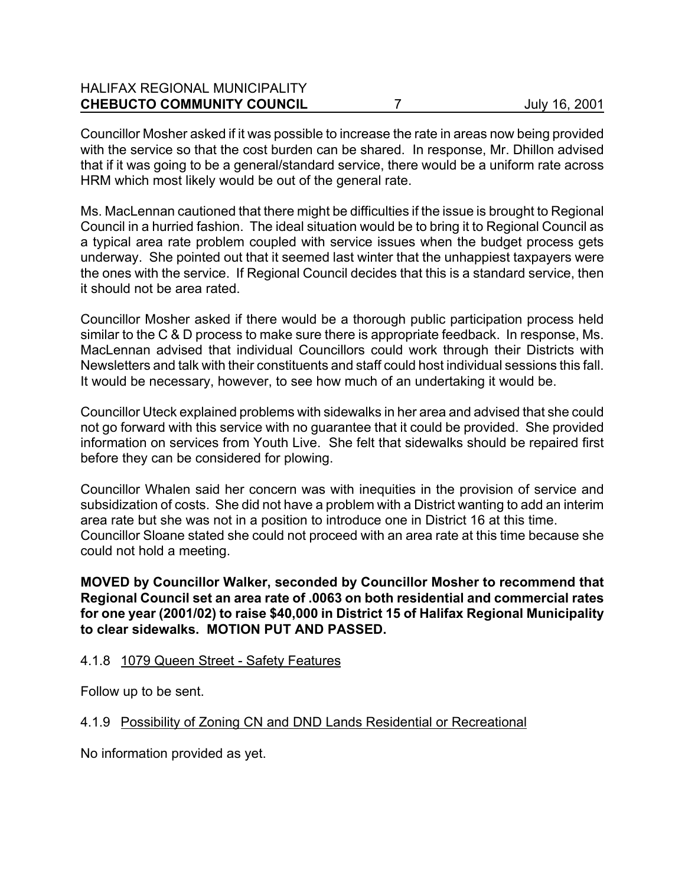Councillor Mosher asked if it was possible to increase the rate in areas now being provided with the service so that the cost burden can be shared. In response, Mr. Dhillon advised that if it was going to be a general/standard service, there would be a uniform rate across HRM which most likely would be out of the general rate.

Ms. MacLennan cautioned that there might be difficulties if the issue is brought to Regional Council in a hurried fashion. The ideal situation would be to bring it to Regional Council as a typical area rate problem coupled with service issues when the budget process gets underway. She pointed out that it seemed last winter that the unhappiest taxpayers were the ones with the service. If Regional Council decides that this is a standard service, then it should not be area rated.

Councillor Mosher asked if there would be a thorough public participation process held similar to the C & D process to make sure there is appropriate feedback. In response, Ms. MacLennan advised that individual Councillors could work through their Districts with Newsletters and talk with their constituents and staff could host individual sessions this fall. It would be necessary, however, to see how much of an undertaking it would be.

Councillor Uteck explained problems with sidewalks in her area and advised that she could not go forward with this service with no guarantee that it could be provided. She provided information on services from Youth Live. She felt that sidewalks should be repaired first before they can be considered for plowing.

Councillor Whalen said her concern was with inequities in the provision of service and subsidization of costs. She did not have a problem with a District wanting to add an interim area rate but she was not in a position to introduce one in District 16 at this time. Councillor Sloane stated she could not proceed with an area rate at this time because she could not hold a meeting.

**MOVED by Councillor Walker, seconded by Councillor Mosher to recommend that Regional Council set an area rate of .0063 on both residential and commercial rates for one year (2001/02) to raise $40,000 in District 15 of Halifax Regional Municipality to clear sidewalks. MOTION PUT AND PASSED.**

4.1.8 1079 Queen Street - Safety Features

Follow up to be sent.

4.1.9 Possibility of Zoning CN and DND Lands Residential or Recreational

No information provided as yet.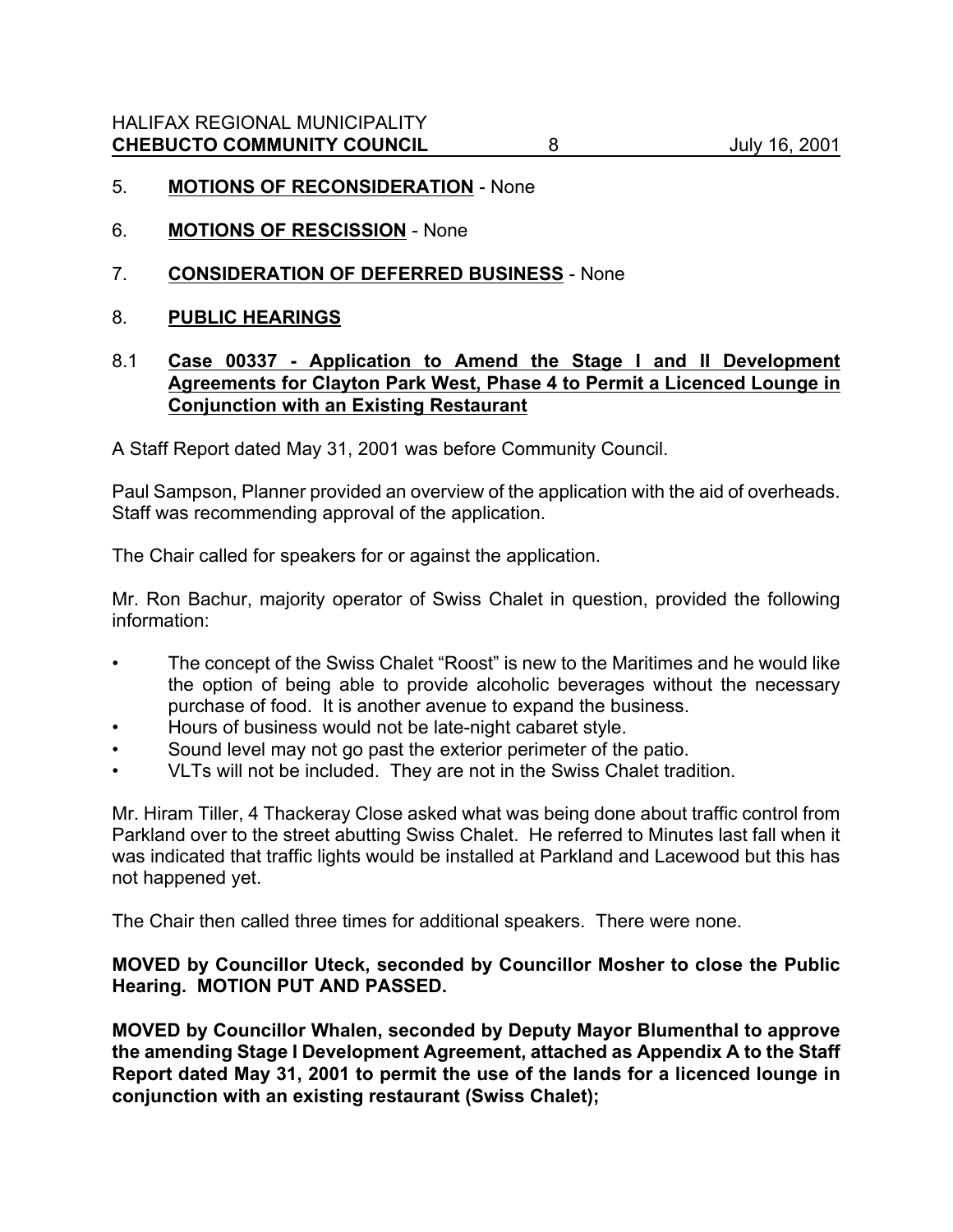5. **MOTIONS OF RECONSIDERATION** - None

6. **MOTIONS OF RESCISSION** - None

7. **CONSIDERATION OF DEFERRED BUSINESS** - None

8. **PUBLIC HEARINGS**

8.1 **Case 00337 - Application to Amend the Stage I and II Development Agreements for Clayton Park West, Phase 4 to Permit a Licenced Lounge in Conjunction with an Existing Restaurant**

A Staff Report dated May 31, 2001 was before Community Council.

Paul Sampson, Planner provided an overview of the application with the aid of overheads. Staff was recommending approval of the application.

The Chair called for speakers for or against the application.

Mr. Ron Bachur, majority operator of Swiss Chalet in question, provided the following information:

- The concept of the Swiss Chalet "Roost" is new to the Maritimes and he would like the option of being able to provide alcoholic beverages without the necessary purchase of food. It is another avenue to expand the business.
- Hours of business would not be late-night cabaret style.
- Sound level may not go past the exterior perimeter of the patio.
- VLTs will not be included. They are not in the Swiss Chalet tradition.

Mr. Hiram Tiller, 4 Thackeray Close asked what was being done about traffic control from Parkland over to the street abutting Swiss Chalet. He referred to Minutes last fall when it was indicated that traffic lights would be installed at Parkland and Lacewood but this has not happened yet.

The Chair then called three times for additional speakers. There were none.

**MOVED by Councillor Uteck, seconded by Councillor Mosher to close the Public Hearing. MOTION PUT AND PASSED.**

**MOVED by Councillor Whalen, seconded by Deputy Mayor Blumenthal to approve the amending Stage I Development Agreement, attached as Appendix A to the Staff Report dated May 31, 2001 to permit the use of the lands for a licenced lounge in conjunction with an existing restaurant (Swiss Chalet);**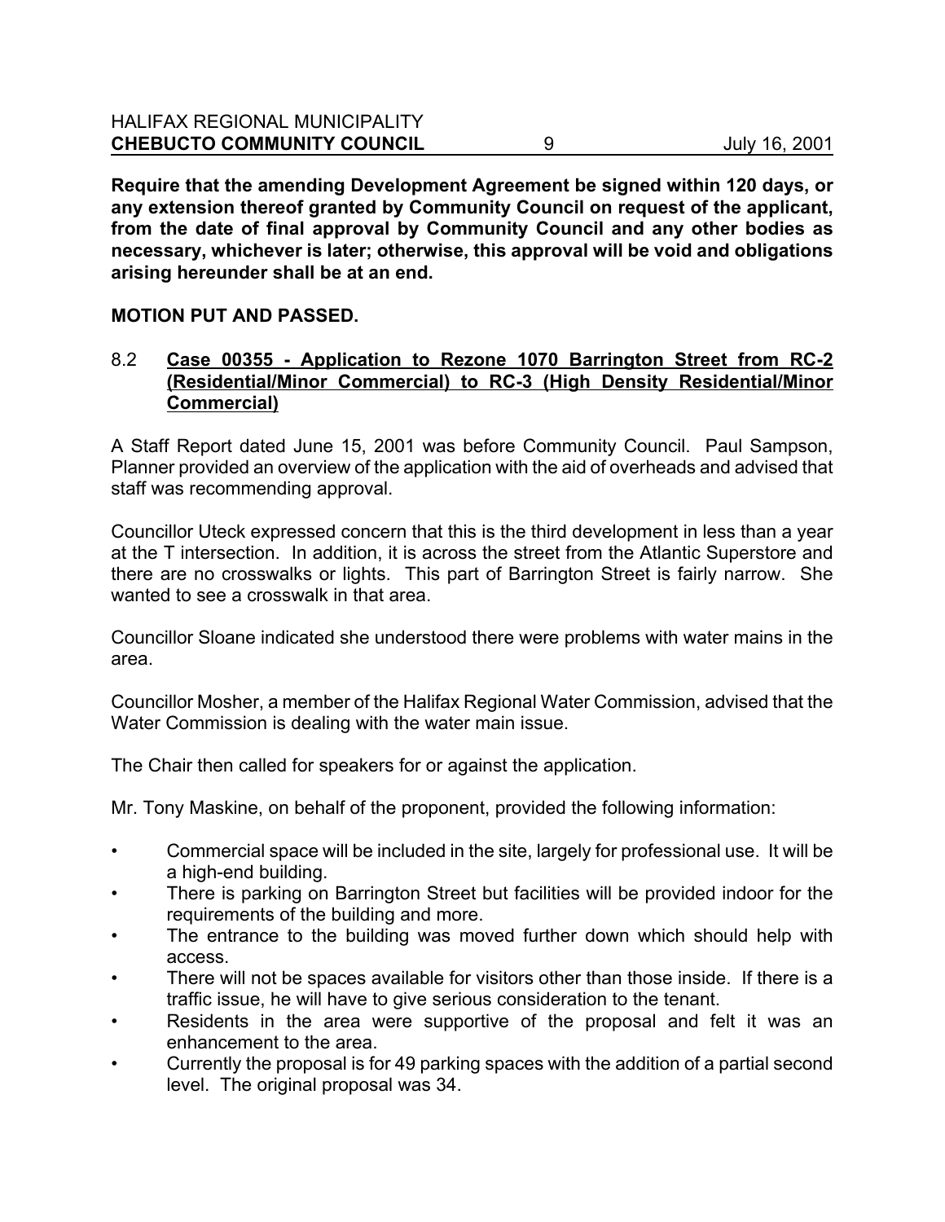**Require that the amending Development Agreement be signed within 120 days, or any extension thereof granted by Community Council on request of the applicant, from the date of final approval by Community Council and any other bodies as necessary, whichever is later; otherwise, this approval will be void and obligations arising hereunder shall be at an end.**

**MOTION PUT AND PASSED.**

8.2 **Case 00355 - Application to Rezone 1070 Barrington Street from RC-2 (Residential/Minor Commercial) to RC-3 (High Density Residential/Minor Commercial)**

A Staff Report dated June 15, 2001 was before Community Council. Paul Sampson, Planner provided an overview of the application with the aid of overheads and advised that staff was recommending approval.

Councillor Uteck expressed concern that this is the third development in less than a year at the T intersection. In addition, it is across the street from the Atlantic Superstore and there are no crosswalks or lights. This part of Barrington Street is fairly narrow. She wanted to see a crosswalk in that area.

Councillor Sloane indicated she understood there were problems with water mains in the area.

Councillor Mosher, a member of the Halifax Regional Water Commission, advised that the Water Commission is dealing with the water main issue.

The Chair then called for speakers for or against the application.

Mr. Tony Maskine, on behalf of the proponent, provided the following information:

- Commercial space will be included in the site, largely for professional use. It will be a high-end building.
- There is parking on Barrington Street but facilities will be provided indoor for the requirements of the building and more.
- The entrance to the building was moved further down which should help with access.
- There will not be spaces available for visitors other than those inside. If there is a traffic issue, he will have to give serious consideration to the tenant.
- Residents in the area were supportive of the proposal and felt it was an enhancement to the area.
- Currently the proposal is for 49 parking spaces with the addition of a partial second level. The original proposal was 34.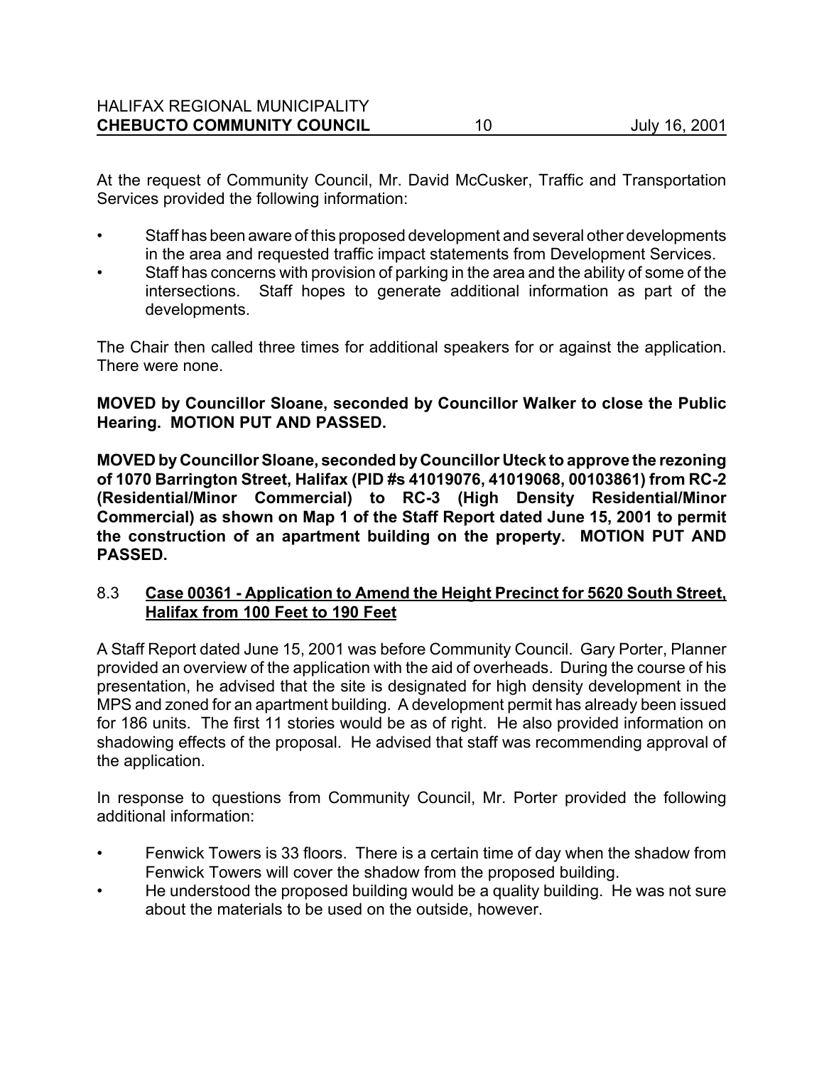At the request of Community Council, Mr. David McCusker, Traffic and Transportation Services provided the following information:

- Staff has been aware of this proposed development and several other developments in the area and requested traffic impact statements from Development Services.
- Staff has concerns with provision of parking in the area and the ability of some of the intersections. Staff hopes to generate additional information as part of the developments.

The Chair then called three times for additional speakers for or against the application. There were none.

**MOVED by Councillor Sloane, seconded by Councillor Walker to close the Public Hearing. MOTION PUT AND PASSED.**

**MOVED by Councillor Sloane, seconded by Councillor Uteck to approve the rezoning of 1070 Barrington Street, Halifax (PID #s 41019076, 41019068, 00103861) from RC-2 (Residential/Minor Commercial) to RC-3 (High Density Residential/Minor Commercial) as shown on Map 1 of the Staff Report dated June 15, 2001 to permit the construction of an apartment building on the property. MOTION PUT AND PASSED.**

8.3 **<u>Case 00361 - Application to Amend the Height Precinct for 5620 South Street, Halifax from 100 Feet to 190 Feet</u>**

A Staff Report dated June 15, 2001 was before Community Council. Gary Porter, Planner provided an overview of the application with the aid of overheads. During the course of his presentation, he advised that the site is designated for high density development in the MPS and zoned for an apartment building. A development permit has already been issued for 186 units. The first 11 stories would be as of right. He also provided information on shadowing effects of the proposal. He advised that staff was recommending approval of the application.

In response to questions from Community Council, Mr. Porter provided the following additional information:

- Fenwick Towers is 33 floors. There is a certain time of day when the shadow from Fenwick Towers will cover the shadow from the proposed building.
- He understood the proposed building would be a quality building. He was not sure about the materials to be used on the outside, however.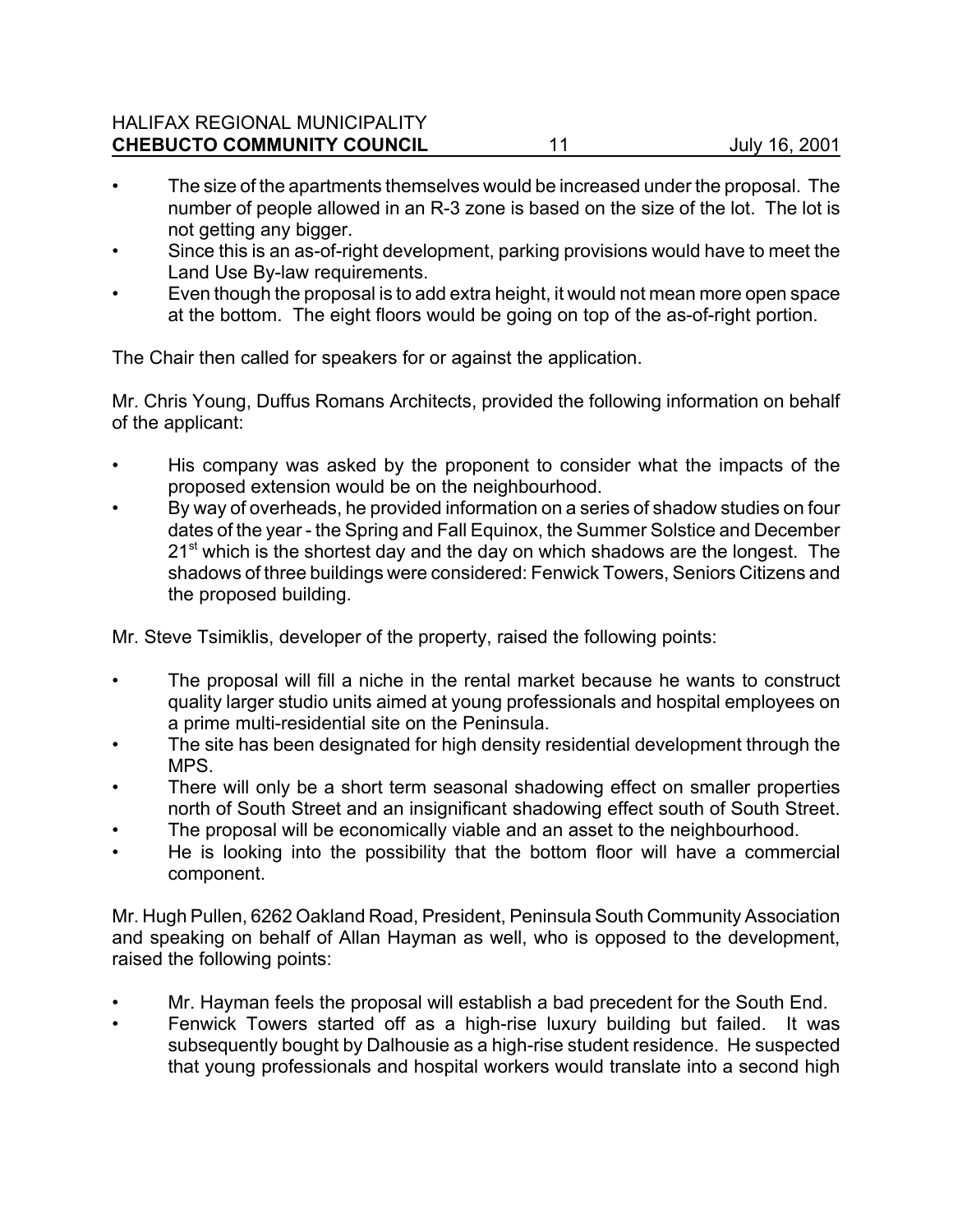- The size of the apartments themselves would be increased under the proposal. The number of people allowed in an R-3 zone is based on the size of the lot. The lot is not getting any bigger.
- Since this is an as-of-right development, parking provisions would have to meet the Land Use By-law requirements.
- Even though the proposal is to add extra height, it would not mean more open space at the bottom. The eight floors would be going on top of the as-of-right portion.

The Chair then called for speakers for or against the application.

Mr. Chris Young, Duffus Romans Architects, provided the following information on behalf of the applicant:

- His company was asked by the proponent to consider what the impacts of the proposed extension would be on the neighbourhood.
- By way of overheads, he provided information on a series of shadow studies on four dates of the year - the Spring and Fall Equinox, the Summer Solstice and December 21st which is the shortest day and the day on which shadows are the longest. The shadows of three buildings were considered: Fenwick Towers, Seniors Citizens and the proposed building.

Mr. Steve Tsimiklis, developer of the property, raised the following points:

- The proposal will fill a niche in the rental market because he wants to construct quality larger studio units aimed at young professionals and hospital employees on a prime multi-residential site on the Peninsula.
- The site has been designated for high density residential development through the MPS.
- There will only be a short term seasonal shadowing effect on smaller properties north of South Street and an insignificant shadowing effect south of South Street.
- The proposal will be economically viable and an asset to the neighbourhood.
- He is looking into the possibility that the bottom floor will have a commercial component.

Mr. Hugh Pullen, 6262 Oakland Road, President, Peninsula South Community Association and speaking on behalf of Allan Hayman as well, who is opposed to the development, raised the following points:

- Mr. Hayman feels the proposal will establish a bad precedent for the South End.
- Fenwick Towers started off as a high-rise luxury building but failed. It was subsequently bought by Dalhousie as a high-rise student residence. He suspected that young professionals and hospital workers would translate into a second high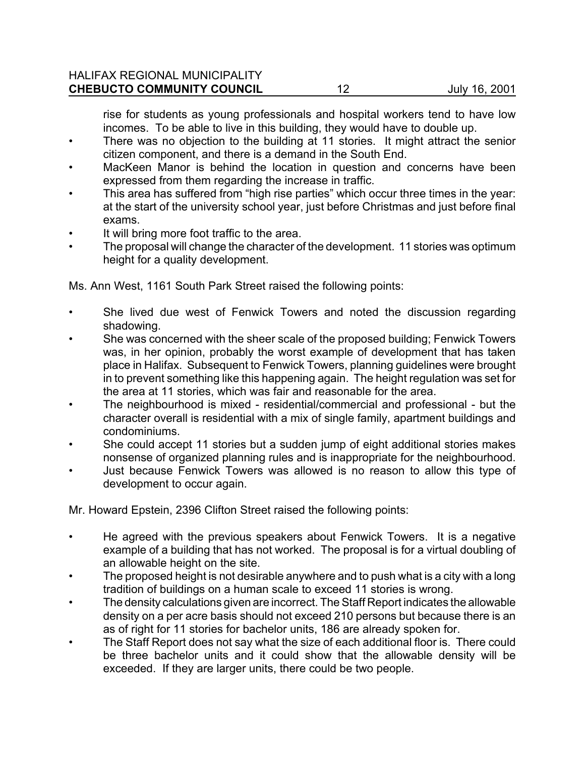rise for students as young professionals and hospital workers tend to have low incomes. To be able to live in this building, they would have to double up.

- There was no objection to the building at 11 stories. It might attract the senior citizen component, and there is a demand in the South End.
- MacKeen Manor is behind the location in question and concerns have been expressed from them regarding the increase in traffic.
- This area has suffered from "high rise parties" which occur three times in the year: at the start of the university school year, just before Christmas and just before final exams.
- It will bring more foot traffic to the area.
- The proposal will change the character of the development. 11 stories was optimum height for a quality development.

Ms. Ann West, 1161 South Park Street raised the following points:

- She lived due west of Fenwick Towers and noted the discussion regarding shadowing.
- She was concerned with the sheer scale of the proposed building; Fenwick Towers was, in her opinion, probably the worst example of development that has taken place in Halifax. Subsequent to Fenwick Towers, planning guidelines were brought in to prevent something like this happening again. The height regulation was set for the area at 11 stories, which was fair and reasonable for the area.
- The neighbourhood is mixed - residential/commercial and professional - but the character overall is residential with a mix of single family, apartment buildings and condominiums.
- She could accept 11 stories but a sudden jump of eight additional stories makes nonsense of organized planning rules and is inappropriate for the neighbourhood.
- Just because Fenwick Towers was allowed is no reason to allow this type of development to occur again.

Mr. Howard Epstein, 2396 Clifton Street raised the following points:

- He agreed with the previous speakers about Fenwick Towers. It is a negative example of a building that has not worked. The proposal is for a virtual doubling of an allowable height on the site.
- The proposed height is not desirable anywhere and to push what is a city with a long tradition of buildings on a human scale to exceed 11 stories is wrong.
- The density calculations given are incorrect. The Staff Report indicates the allowable density on a per acre basis should not exceed 210 persons but because there is an as of right for 11 stories for bachelor units, 186 are already spoken for.
- The Staff Report does not say what the size of each additional floor is. There could be three bachelor units and it could show that the allowable density will be exceeded. If they are larger units, there could be two people.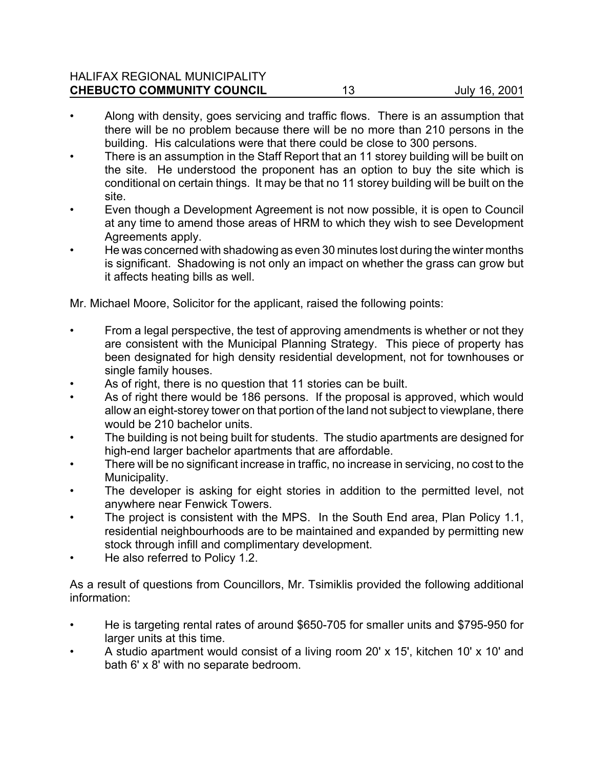- Along with density, goes servicing and traffic flows. There is an assumption that there will be no problem because there will be no more than 210 persons in the building. His calculations were that there could be close to 300 persons.
- There is an assumption in the Staff Report that an 11 storey building will be built on the site. He understood the proponent has an option to buy the site which is conditional on certain things. It may be that no 11 storey building will be built on the site.
- Even though a Development Agreement is not now possible, it is open to Council at any time to amend those areas of HRM to which they wish to see Development Agreements apply.
- He was concerned with shadowing as even 30 minutes lost during the winter months is significant. Shadowing is not only an impact on whether the grass can grow but it affects heating bills as well.

Mr. Michael Moore, Solicitor for the applicant, raised the following points:

- From a legal perspective, the test of approving amendments is whether or not they are consistent with the Municipal Planning Strategy. This piece of property has been designated for high density residential development, not for townhouses or single family houses.
- As of right, there is no question that 11 stories can be built.
- As of right there would be 186 persons. If the proposal is approved, which would allow an eight-storey tower on that portion of the land not subject to viewplane, there would be 210 bachelor units.
- The building is not being built for students. The studio apartments are designed for high-end larger bachelor apartments that are affordable.
- There will be no significant increase in traffic, no increase in servicing, no cost to the Municipality.
- The developer is asking for eight stories in addition to the permitted level, not anywhere near Fenwick Towers.
- The project is consistent with the MPS. In the South End area, Plan Policy 1.1, residential neighbourhoods are to be maintained and expanded by permitting new stock through infill and complimentary development.
- He also referred to Policy 1.2.

As a result of questions from Councillors, Mr. Tsimiklis provided the following additional information:

- He is targeting rental rates of around $650-705 for smaller units and $795-950 for larger units at this time.
- A studio apartment would consist of a living room 20' x 15', kitchen 10' x 10' and bath 6' x 8' with no separate bedroom.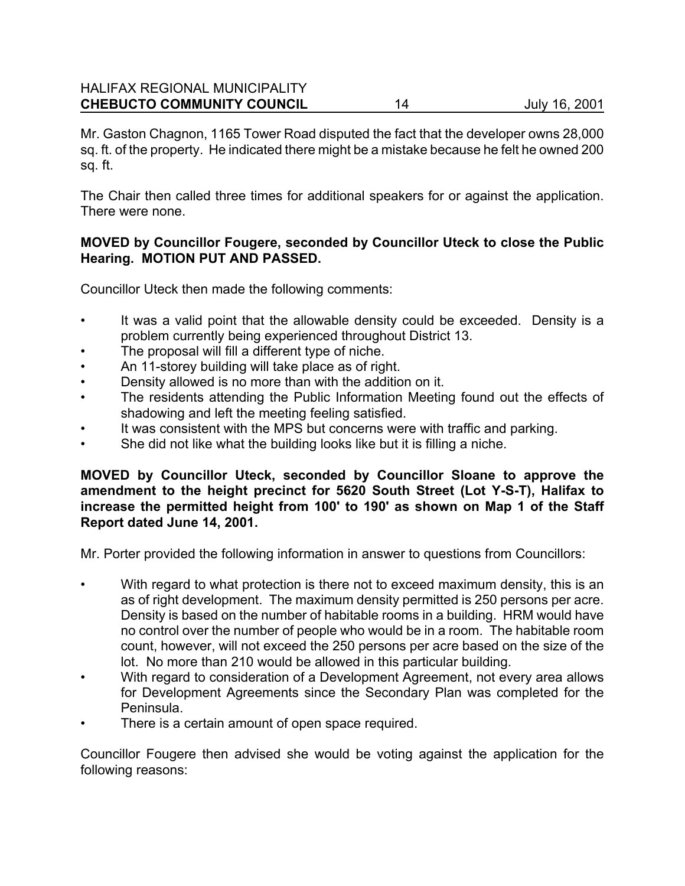Mr. Gaston Chagnon, 1165 Tower Road disputed the fact that the developer owns 28,000 sq. ft. of the property. He indicated there might be a mistake because he felt he owned 200 sq. ft.

The Chair then called three times for additional speakers for or against the application. There were none.

**MOVED by Councillor Fougere, seconded by Councillor Uteck to close the Public Hearing. MOTION PUT AND PASSED.**

Councillor Uteck then made the following comments:

- It was a valid point that the allowable density could be exceeded. Density is a problem currently being experienced throughout District 13.
- The proposal will fill a different type of niche.
- An 11-storey building will take place as of right.
- Density allowed is no more than with the addition on it.
- The residents attending the Public Information Meeting found out the effects of shadowing and left the meeting feeling satisfied.
- It was consistent with the MPS but concerns were with traffic and parking.
- She did not like what the building looks like but it is filling a niche.

**MOVED by Councillor Uteck, seconded by Councillor Sloane to approve the amendment to the height precinct for 5620 South Street (Lot Y-S-T), Halifax to increase the permitted height from 100' to 190' as shown on Map 1 of the Staff Report dated June 14, 2001.**

Mr. Porter provided the following information in answer to questions from Councillors:

- With regard to what protection is there not to exceed maximum density, this is an as of right development. The maximum density permitted is 250 persons per acre. Density is based on the number of habitable rooms in a building. HRM would have no control over the number of people who would be in a room. The habitable room count, however, will not exceed the 250 persons per acre based on the size of the lot. No more than 210 would be allowed in this particular building.
- With regard to consideration of a Development Agreement, not every area allows for Development Agreements since the Secondary Plan was completed for the Peninsula.
- There is a certain amount of open space required.

Councillor Fougere then advised she would be voting against the application for the following reasons: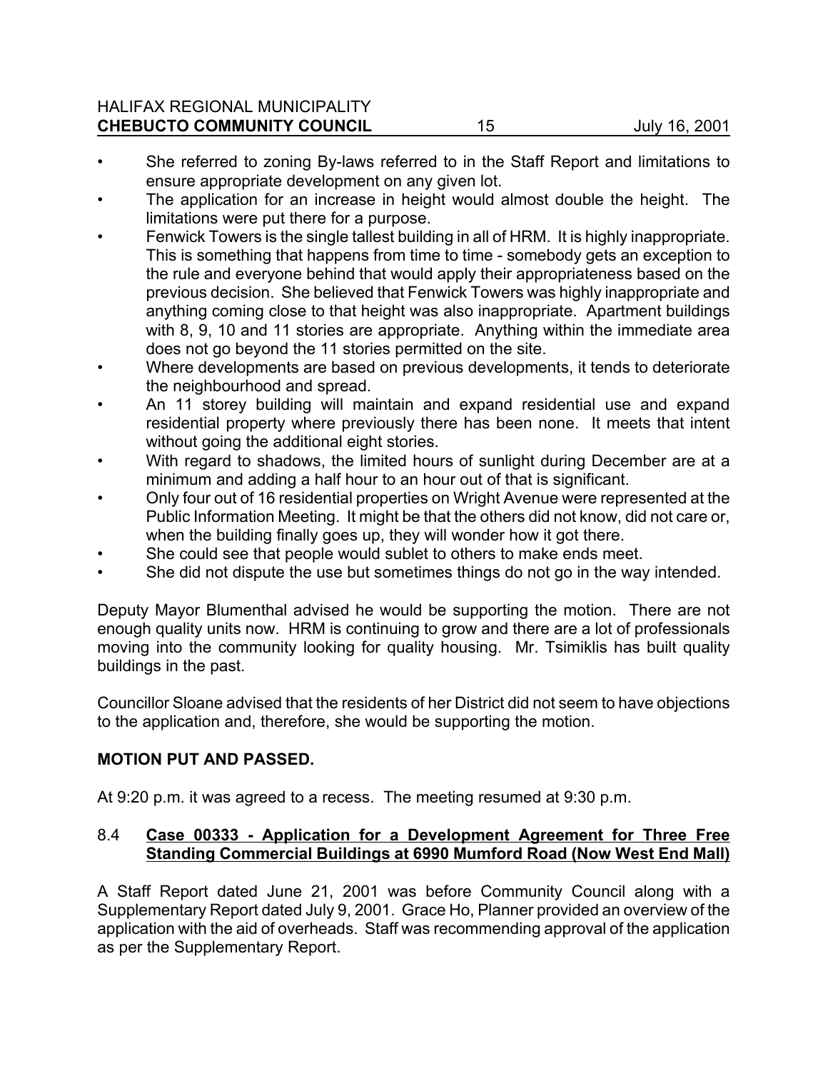- She referred to zoning By-laws referred to in the Staff Report and limitations to ensure appropriate development on any given lot.
- The application for an increase in height would almost double the height. The limitations were put there for a purpose.
- Fenwick Towers is the single tallest building in all of HRM. It is highly inappropriate. This is something that happens from time to time - somebody gets an exception to the rule and everyone behind that would apply their appropriateness based on the previous decision. She believed that Fenwick Towers was highly inappropriate and anything coming close to that height was also inappropriate. Apartment buildings with 8, 9, 10 and 11 stories are appropriate. Anything within the immediate area does not go beyond the 11 stories permitted on the site.
- Where developments are based on previous developments, it tends to deteriorate the neighbourhood and spread.
- An 11 storey building will maintain and expand residential use and expand residential property where previously there has been none. It meets that intent without going the additional eight stories.
- With regard to shadows, the limited hours of sunlight during December are at a minimum and adding a half hour to an hour out of that is significant.
- Only four out of 16 residential properties on Wright Avenue were represented at the Public Information Meeting. It might be that the others did not know, did not care or, when the building finally goes up, they will wonder how it got there.
- She could see that people would sublet to others to make ends meet.
- She did not dispute the use but sometimes things do not go in the way intended.

Deputy Mayor Blumenthal advised he would be supporting the motion. There are not enough quality units now. HRM is continuing to grow and there are a lot of professionals moving into the community looking for quality housing. Mr. Tsimiklis has built quality buildings in the past.

Councillor Sloane advised that the residents of her District did not seem to have objections to the application and, therefore, she would be supporting the motion.

**MOTION PUT AND PASSED.**

At 9:20 p.m. it was agreed to a recess. The meeting resumed at 9:30 p.m.

### 8.4 **Case 00333 - Application for a Development Agreement for Three Free Standing Commercial Buildings at 6990 Mumford Road (Now West End Mall)**

A Staff Report dated June 21, 2001 was before Community Council along with a Supplementary Report dated July 9, 2001. Grace Ho, Planner provided an overview of the application with the aid of overheads. Staff was recommending approval of the application as per the Supplementary Report.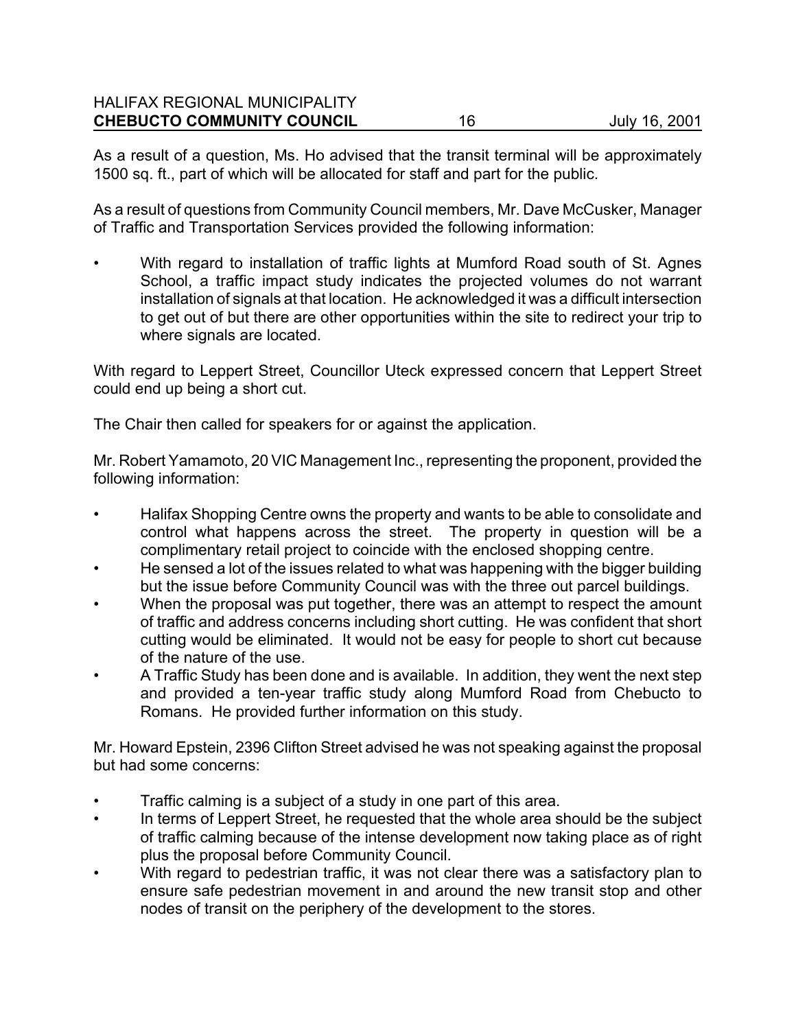As a result of a question, Ms. Ho advised that the transit terminal will be approximately 1500 sq. ft., part of which will be allocated for staff and part for the public.

As a result of questions from Community Council members, Mr. Dave McCusker, Manager of Traffic and Transportation Services provided the following information:

- With regard to installation of traffic lights at Mumford Road south of St. Agnes School, a traffic impact study indicates the projected volumes do not warrant installation of signals at that location. He acknowledged it was a difficult intersection to get out of but there are other opportunities within the site to redirect your trip to where signals are located.

With regard to Leppert Street, Councillor Uteck expressed concern that Leppert Street could end up being a short cut.

The Chair then called for speakers for or against the application.

Mr. Robert Yamamoto, 20 VIC Management Inc., representing the proponent, provided the following information:

- Halifax Shopping Centre owns the property and wants to be able to consolidate and control what happens across the street. The property in question will be a complimentary retail project to coincide with the enclosed shopping centre.
- He sensed a lot of the issues related to what was happening with the bigger building but the issue before Community Council was with the three out parcel buildings.
- When the proposal was put together, there was an attempt to respect the amount of traffic and address concerns including short cutting. He was confident that short cutting would be eliminated. It would not be easy for people to short cut because of the nature of the use.
- A Traffic Study has been done and is available. In addition, they went the next step and provided a ten-year traffic study along Mumford Road from Chebucto to Romans. He provided further information on this study.

Mr. Howard Epstein, 2396 Clifton Street advised he was not speaking against the proposal but had some concerns:

- Traffic calming is a subject of a study in one part of this area.
- In terms of Leppert Street, he requested that the whole area should be the subject of traffic calming because of the intense development now taking place as of right plus the proposal before Community Council.
- With regard to pedestrian traffic, it was not clear there was a satisfactory plan to ensure safe pedestrian movement in and around the new transit stop and other nodes of transit on the periphery of the development to the stores.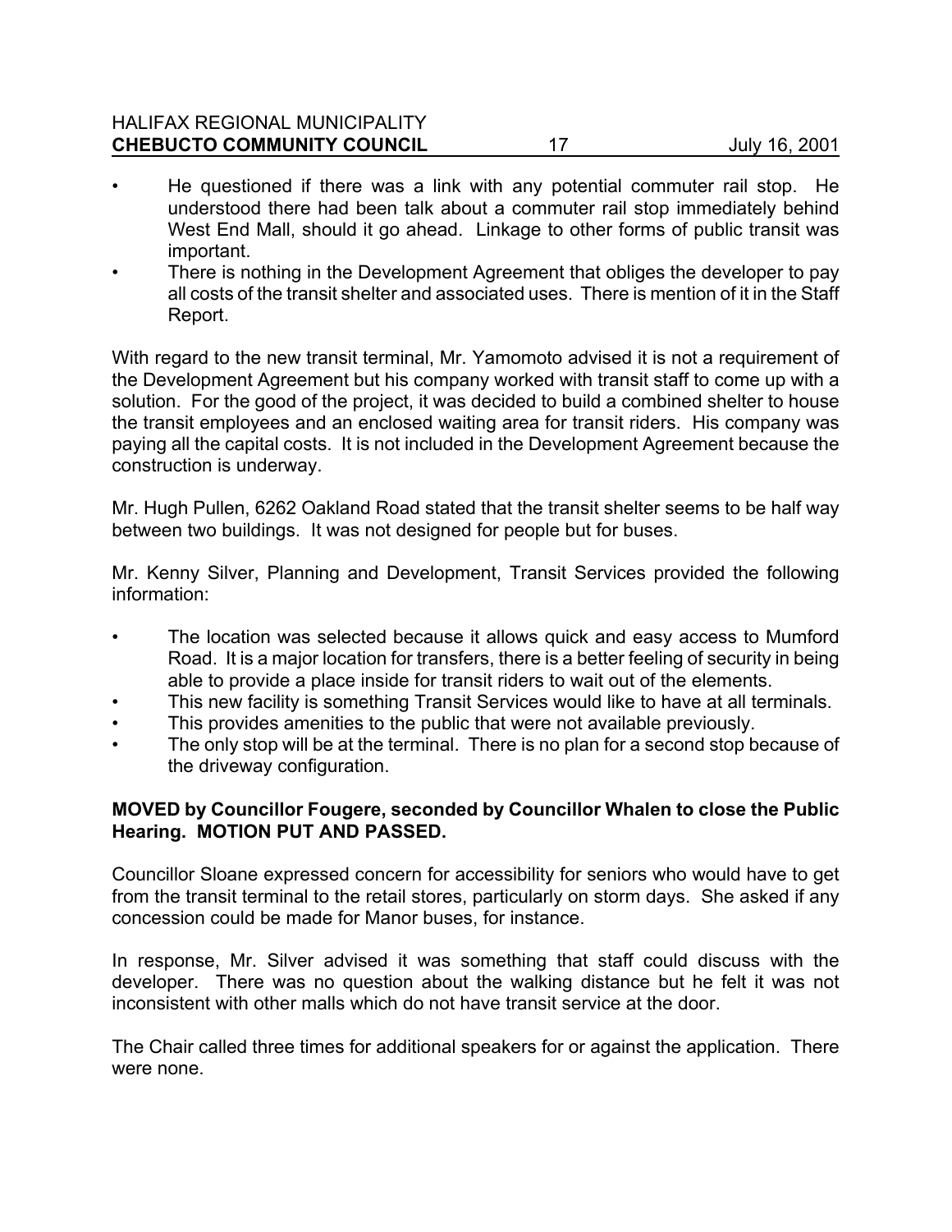- He questioned if there was a link with any potential commuter rail stop. He understood there had been talk about a commuter rail stop immediately behind West End Mall, should it go ahead. Linkage to other forms of public transit was important.
- There is nothing in the Development Agreement that obliges the developer to pay all costs of the transit shelter and associated uses. There is mention of it in the Staff Report.

With regard to the new transit terminal, Mr. Yamomoto advised it is not a requirement of the Development Agreement but his company worked with transit staff to come up with a solution. For the good of the project, it was decided to build a combined shelter to house the transit employees and an enclosed waiting area for transit riders. His company was paying all the capital costs. It is not included in the Development Agreement because the construction is underway.

Mr. Hugh Pullen, 6262 Oakland Road stated that the transit shelter seems to be half way between two buildings. It was not designed for people but for buses.

Mr. Kenny Silver, Planning and Development, Transit Services provided the following information:

- The location was selected because it allows quick and easy access to Mumford Road. It is a major location for transfers, there is a better feeling of security in being able to provide a place inside for transit riders to wait out of the elements.
- This new facility is something Transit Services would like to have at all terminals.
- This provides amenities to the public that were not available previously.
- The only stop will be at the terminal. There is no plan for a second stop because of the driveway configuration.

**MOVED by Councillor Fougere, seconded by Councillor Whalen to close the Public Hearing. MOTION PUT AND PASSED.**

Councillor Sloane expressed concern for accessibility for seniors who would have to get from the transit terminal to the retail stores, particularly on storm days. She asked if any concession could be made for Manor buses, for instance.

In response, Mr. Silver advised it was something that staff could discuss with the developer. There was no question about the walking distance but he felt it was not inconsistent with other malls which do not have transit service at the door.

The Chair called three times for additional speakers for or against the application. There were none.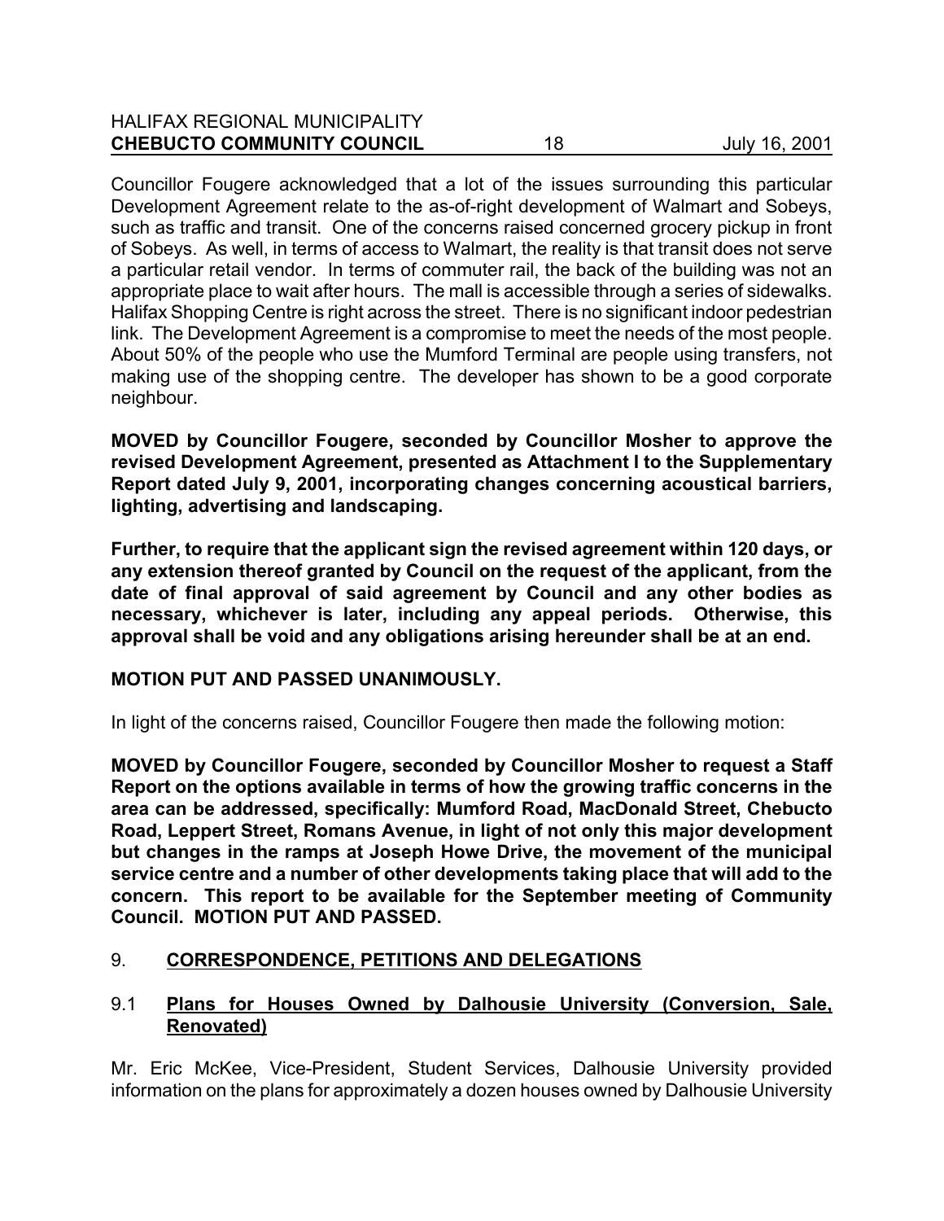Councillor Fougere acknowledged that a lot of the issues surrounding this particular Development Agreement relate to the as-of-right development of Walmart and Sobeys, such as traffic and transit. One of the concerns raised concerned grocery pickup in front of Sobeys. As well, in terms of access to Walmart, the reality is that transit does not serve a particular retail vendor. In terms of commuter rail, the back of the building was not an appropriate place to wait after hours. The mall is accessible through a series of sidewalks. Halifax Shopping Centre is right across the street. There is no significant indoor pedestrian link. The Development Agreement is a compromise to meet the needs of the most people. About 50% of the people who use the Mumford Terminal are people using transfers, not making use of the shopping centre. The developer has shown to be a good corporate neighbour.

**MOVED by Councillor Fougere, seconded by Councillor Mosher to approve the revised Development Agreement, presented as Attachment I to the Supplementary Report dated July 9, 2001, incorporating changes concerning acoustical barriers, lighting, advertising and landscaping.**

**Further, to require that the applicant sign the revised agreement within 120 days, or any extension thereof granted by Council on the request of the applicant, from the date of final approval of said agreement by Council and any other bodies as necessary, whichever is later, including any appeal periods. Otherwise, this approval shall be void and any obligations arising hereunder shall be at an end.**

**MOTION PUT AND PASSED UNANIMOUSLY.**

In light of the concerns raised, Councillor Fougere then made the following motion:

**MOVED by Councillor Fougere, seconded by Councillor Mosher to request a Staff Report on the options available in terms of how the growing traffic concerns in the area can be addressed, specifically: Mumford Road, MacDonald Street, Chebucto Road, Leppert Street, Romans Avenue, in light of not only this major development but changes in the ramps at Joseph Howe Drive, the movement of the municipal service centre and a number of other developments taking place that will add to the concern. This report to be available for the September meeting of Community Council. MOTION PUT AND PASSED.**

## 9. CORRESPONDENCE, PETITIONS AND DELEGATIONS

### 9.1 Plans for Houses Owned by Dalhousie University (Conversion, Sale, Renovated)

Mr. Eric McKee, Vice-President, Student Services, Dalhousie University provided information on the plans for approximately a dozen houses owned by Dalhousie University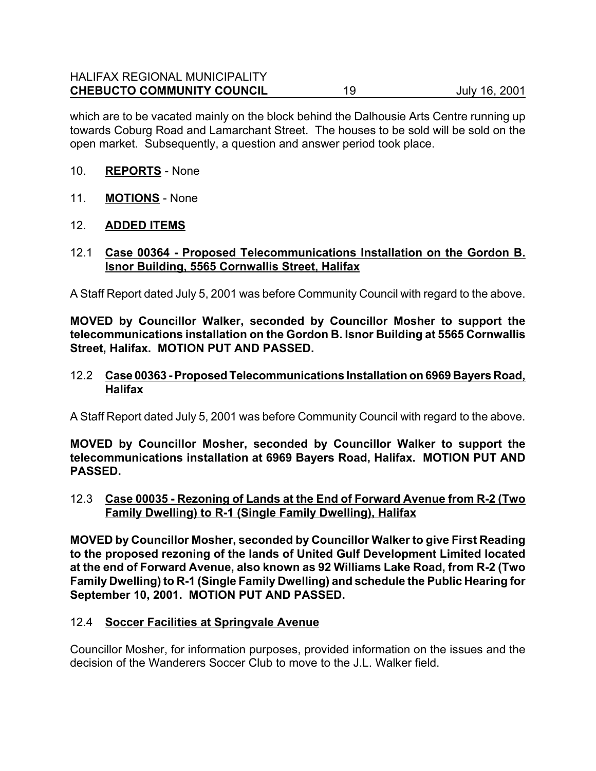which are to be vacated mainly on the block behind the Dalhousie Arts Centre running up towards Coburg Road and Lamarchant Street. The houses to be sold will be sold on the open market. Subsequently, a question and answer period took place.

10. **REPORTS** - None

11. **MOTIONS** - None

12. **ADDED ITEMS**

12.1 **Case 00364 - Proposed Telecommunications Installation on the Gordon B. Isnor Building, 5565 Cornwallis Street, Halifax**

A Staff Report dated July 5, 2001 was before Community Council with regard to the above.

**MOVED by Councillor Walker, seconded by Councillor Mosher to support the telecommunications installation on the Gordon B. Isnor Building at 5565 Cornwallis Street, Halifax. MOTION PUT AND PASSED.**

12.2 **Case 00363 - Proposed Telecommunications Installation on 6969 Bayers Road, Halifax**

A Staff Report dated July 5, 2001 was before Community Council with regard to the above.

**MOVED by Councillor Mosher, seconded by Councillor Walker to support the telecommunications installation at 6969 Bayers Road, Halifax. MOTION PUT AND PASSED.**

12.3 **Case 00035 - Rezoning of Lands at the End of Forward Avenue from R-2 (Two Family Dwelling) to R-1 (Single Family Dwelling), Halifax**

**MOVED by Councillor Mosher, seconded by Councillor Walker to give First Reading to the proposed rezoning of the lands of United Gulf Development Limited located at the end of Forward Avenue, also known as 92 Williams Lake Road, from R-2 (Two Family Dwelling) to R-1 (Single Family Dwelling) and schedule the Public Hearing for September 10, 2001. MOTION PUT AND PASSED.**

12.4 **Soccer Facilities at Springvale Avenue**

Councillor Mosher, for information purposes, provided information on the issues and the decision of the Wanderers Soccer Club to move to the J.L. Walker field.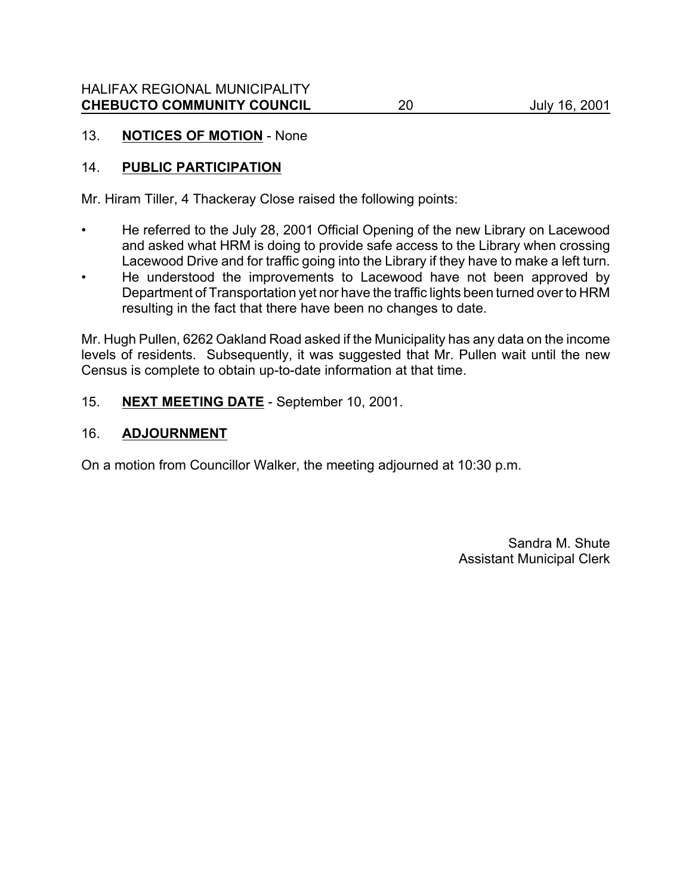13. **NOTICES OF MOTION** - None

14. **PUBLIC PARTICIPATION**

Mr. Hiram Tiller, 4 Thackeray Close raised the following points:

- He referred to the July 28, 2001 Official Opening of the new Library on Lacewood and asked what HRM is doing to provide safe access to the Library when crossing Lacewood Drive and for traffic going into the Library if they have to make a left turn.
- He understood the improvements to Lacewood have not been approved by Department of Transportation yet nor have the traffic lights been turned over to HRM resulting in the fact that there have been no changes to date.

Mr. Hugh Pullen, 6262 Oakland Road asked if the Municipality has any data on the income levels of residents. Subsequently, it was suggested that Mr. Pullen wait until the new Census is complete to obtain up-to-date information at that time.

15. **NEXT MEETING DATE** - September 10, 2001.

16. **ADJOURNMENT**

On a motion from Councillor Walker, the meeting adjourned at 10:30 p.m.

Sandra M. Shute
Assistant Municipal Clerk